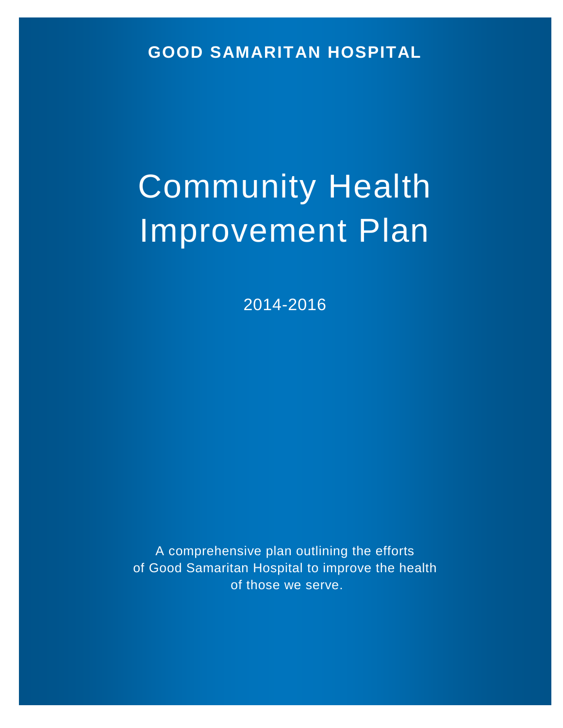**GOOD SAMARITAN HOSPITAL**

# Community Health Improvement Plan

2014-2016

A comprehensive plan outlining the efforts of Good Samaritan Hospital to improve the health of those we serve.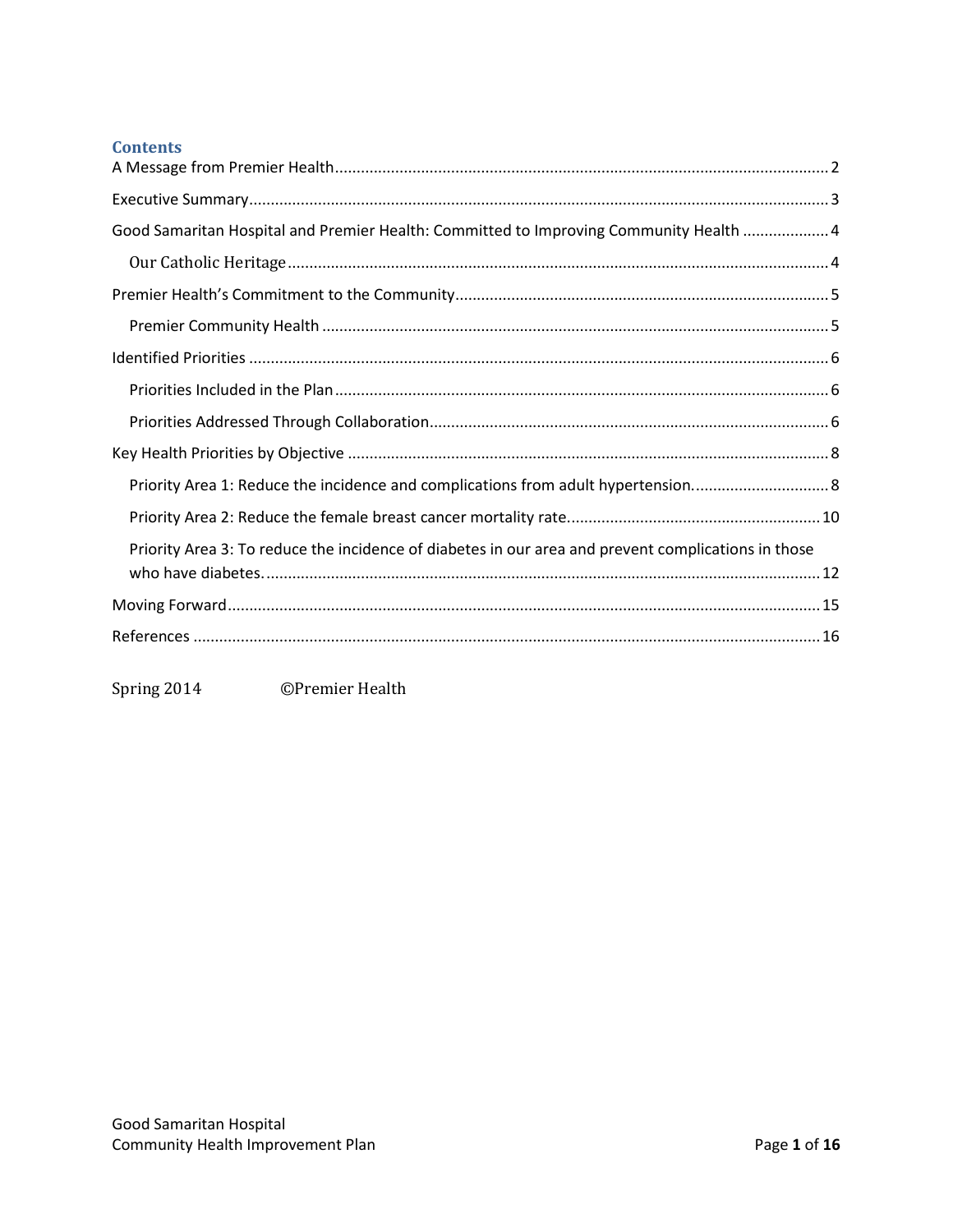## Contents

A Message from Premier Health .......... 2

Executive Summary .......... 3

Good Samaritan Hospital and Premier Health: Committed to Improving Community Health .......... 4

- Our Catholic Heritage .......... 4

Premier Health's Commitment to the Community .......... 5

- Premier Community Health .......... 5

Identified Priorities .......... 6

- Priorities Included in the Plan .......... 6
- Priorities Addressed Through Collaboration .......... 6

Key Health Priorities by Objective .......... 8

- Priority Area 1: Reduce the incidence and complications from adult hypertension. .......... 8
- Priority Area 2: Reduce the female breast cancer mortality rate. .......... 10
- Priority Area 3: To reduce the incidence of diabetes in our area and prevent complications in those who have diabetes. .......... 12

Moving Forward .......... 15

References .......... 16

Spring 2014 ©Premier Health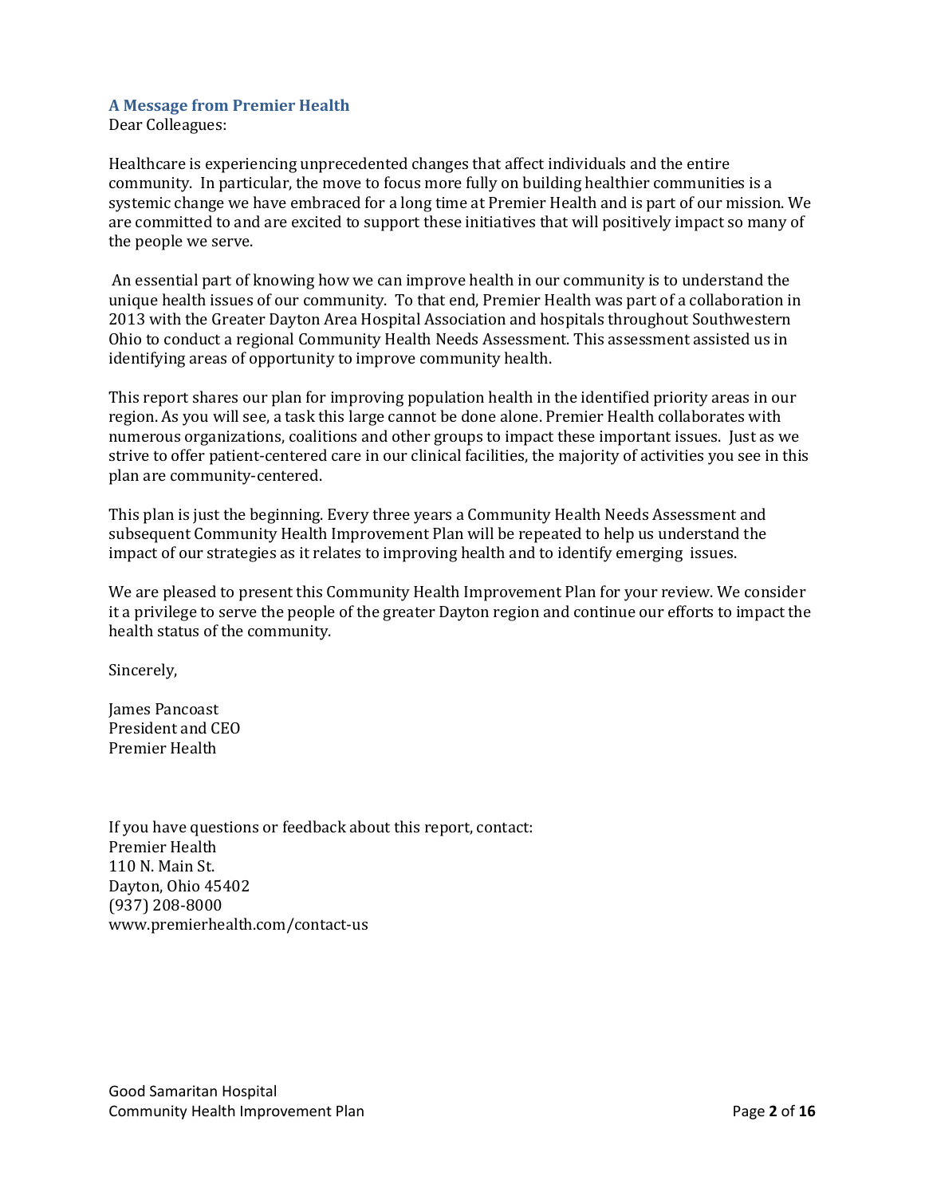### A Message from Premier Health

Dear Colleagues:

Healthcare is experiencing unprecedented changes that affect individuals and the entire community. In particular, the move to focus more fully on building healthier communities is a systemic change we have embraced for a long time at Premier Health and is part of our mission. We are committed to and are excited to support these initiatives that will positively impact so many of the people we serve.

An essential part of knowing how we can improve health in our community is to understand the unique health issues of our community. To that end, Premier Health was part of a collaboration in 2013 with the Greater Dayton Area Hospital Association and hospitals throughout Southwestern Ohio to conduct a regional Community Health Needs Assessment. This assessment assisted us in identifying areas of opportunity to improve community health.

This report shares our plan for improving population health in the identified priority areas in our region. As you will see, a task this large cannot be done alone. Premier Health collaborates with numerous organizations, coalitions and other groups to impact these important issues. Just as we strive to offer patient-centered care in our clinical facilities, the majority of activities you see in this plan are community-centered.

This plan is just the beginning. Every three years a Community Health Needs Assessment and subsequent Community Health Improvement Plan will be repeated to help us understand the impact of our strategies as it relates to improving health and to identify emerging issues.

We are pleased to present this Community Health Improvement Plan for your review. We consider it a privilege to serve the people of the greater Dayton region and continue our efforts to impact the health status of the community.

Sincerely,

James Pancoast
President and CEO
Premier Health

If you have questions or feedback about this report, contact:
Premier Health
110 N. Main St.
Dayton, Ohio 45402
(937) 208-8000
www.premierhealth.com/contact-us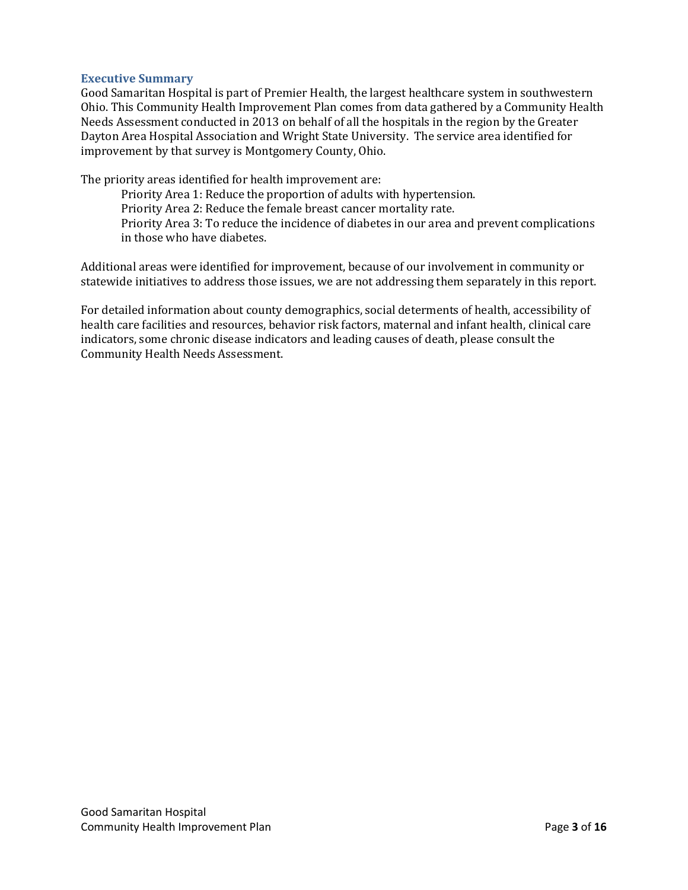## Executive Summary

Good Samaritan Hospital is part of Premier Health, the largest healthcare system in southwestern Ohio. This Community Health Improvement Plan comes from data gathered by a Community Health Needs Assessment conducted in 2013 on behalf of all the hospitals in the region by the Greater Dayton Area Hospital Association and Wright State University. The service area identified for improvement by that survey is Montgomery County, Ohio.

The priority areas identified for health improvement are:

- Priority Area 1: Reduce the proportion of adults with hypertension.
- Priority Area 2: Reduce the female breast cancer mortality rate.
- Priority Area 3: To reduce the incidence of diabetes in our area and prevent complications in those who have diabetes.

Additional areas were identified for improvement, because of our involvement in community or statewide initiatives to address those issues, we are not addressing them separately in this report.

For detailed information about county demographics, social determents of health, accessibility of health care facilities and resources, behavior risk factors, maternal and infant health, clinical care indicators, some chronic disease indicators and leading causes of death, please consult the Community Health Needs Assessment.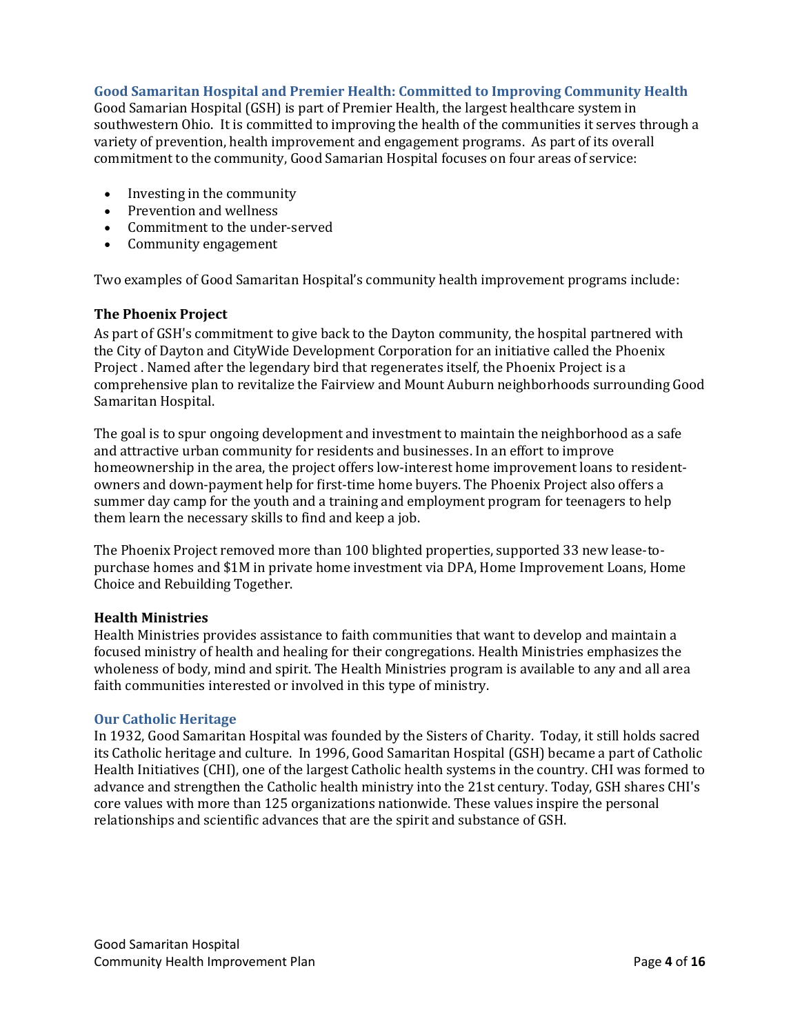## Good Samaritan Hospital and Premier Health: Committed to Improving Community Health

Good Samarian Hospital (GSH) is part of Premier Health, the largest healthcare system in southwestern Ohio. It is committed to improving the health of the communities it serves through a variety of prevention, health improvement and engagement programs. As part of its overall commitment to the community, Good Samarian Hospital focuses on four areas of service:

- Investing in the community
- Prevention and wellness
- Commitment to the under-served
- Community engagement

Two examples of Good Samaritan Hospital's community health improvement programs include:

### The Phoenix Project

As part of GSH's commitment to give back to the Dayton community, the hospital partnered with the City of Dayton and CityWide Development Corporation for an initiative called the Phoenix Project . Named after the legendary bird that regenerates itself, the Phoenix Project is a comprehensive plan to revitalize the Fairview and Mount Auburn neighborhoods surrounding Good Samaritan Hospital.

The goal is to spur ongoing development and investment to maintain the neighborhood as a safe and attractive urban community for residents and businesses. In an effort to improve homeownership in the area, the project offers low-interest home improvement loans to resident-owners and down-payment help for first-time home buyers. The Phoenix Project also offers a summer day camp for the youth and a training and employment program for teenagers to help them learn the necessary skills to find and keep a job.

The Phoenix Project removed more than 100 blighted properties, supported 33 new lease-to-purchase homes and $1M in private home investment via DPA, Home Improvement Loans, Home Choice and Rebuilding Together.

### Health Ministries

Health Ministries provides assistance to faith communities that want to develop and maintain a focused ministry of health and healing for their congregations. Health Ministries emphasizes the wholeness of body, mind and spirit. The Health Ministries program is available to any and all area faith communities interested or involved in this type of ministry.

## Our Catholic Heritage

In 1932, Good Samaritan Hospital was founded by the Sisters of Charity. Today, it still holds sacred its Catholic heritage and culture. In 1996, Good Samaritan Hospital (GSH) became a part of Catholic Health Initiatives (CHI), one of the largest Catholic health systems in the country. CHI was formed to advance and strengthen the Catholic health ministry into the 21st century. Today, GSH shares CHI's core values with more than 125 organizations nationwide. These values inspire the personal relationships and scientific advances that are the spirit and substance of GSH.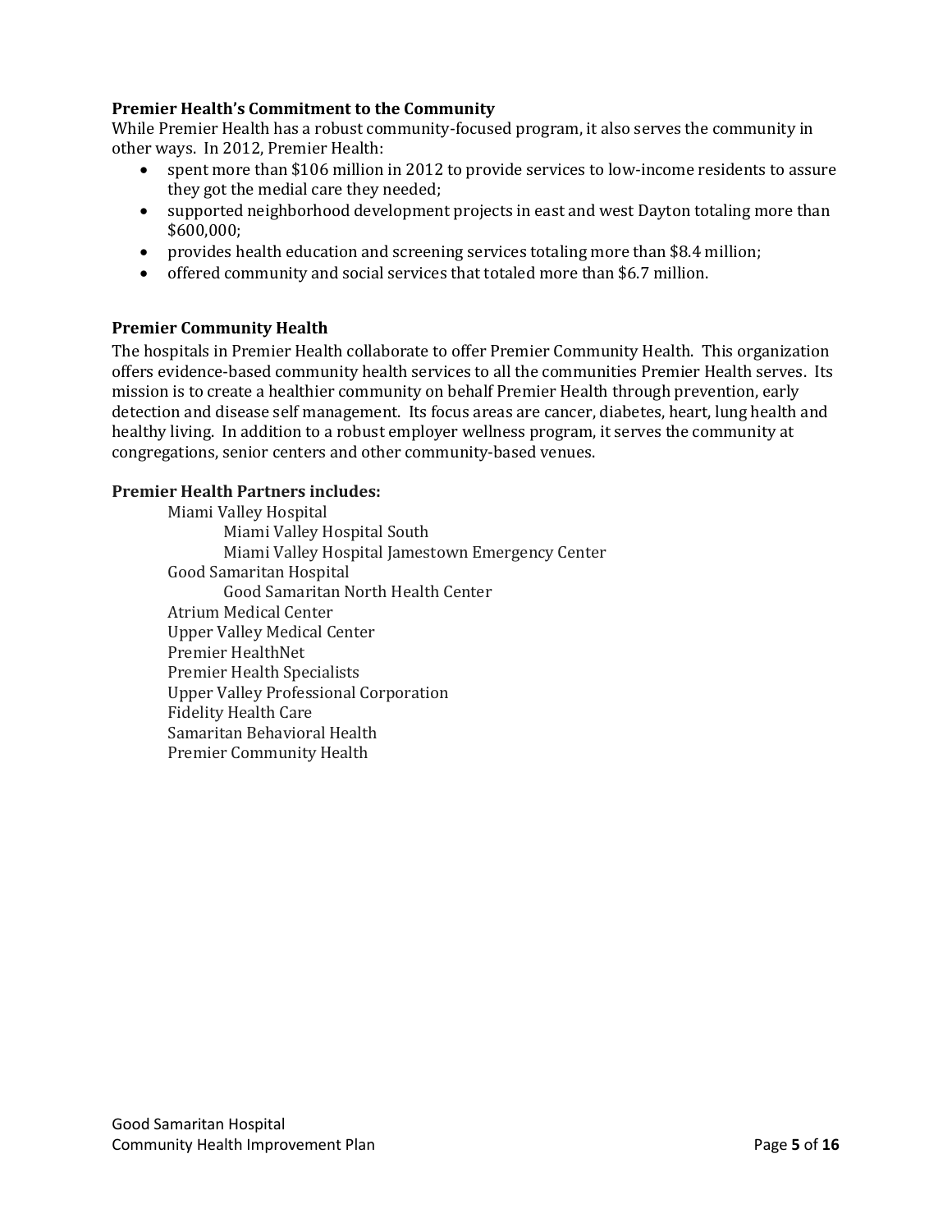**Premier Health's Commitment to the Community**

While Premier Health has a robust community-focused program, it also serves the community in other ways. In 2012, Premier Health:

- spent more than $106 million in 2012 to provide services to low-income residents to assure they got the medial care they needed;
- supported neighborhood development projects in east and west Dayton totaling more than $600,000;
- provides health education and screening services totaling more than $8.4 million;
- offered community and social services that totaled more than $6.7 million.

**Premier Community Health**

The hospitals in Premier Health collaborate to offer Premier Community Health. This organization offers evidence-based community health services to all the communities Premier Health serves. Its mission is to create a healthier community on behalf Premier Health through prevention, early detection and disease self management. Its focus areas are cancer, diabetes, heart, lung health and healthy living. In addition to a robust employer wellness program, it serves the community at congregations, senior centers and other community-based venues.

**Premier Health Partners includes:**

- Miami Valley Hospital
  - Miami Valley Hospital South
  - Miami Valley Hospital Jamestown Emergency Center
- Good Samaritan Hospital
  - Good Samaritan North Health Center
- Atrium Medical Center
- Upper Valley Medical Center
- Premier HealthNet
- Premier Health Specialists
- Upper Valley Professional Corporation
- Fidelity Health Care
- Samaritan Behavioral Health
- Premier Community Health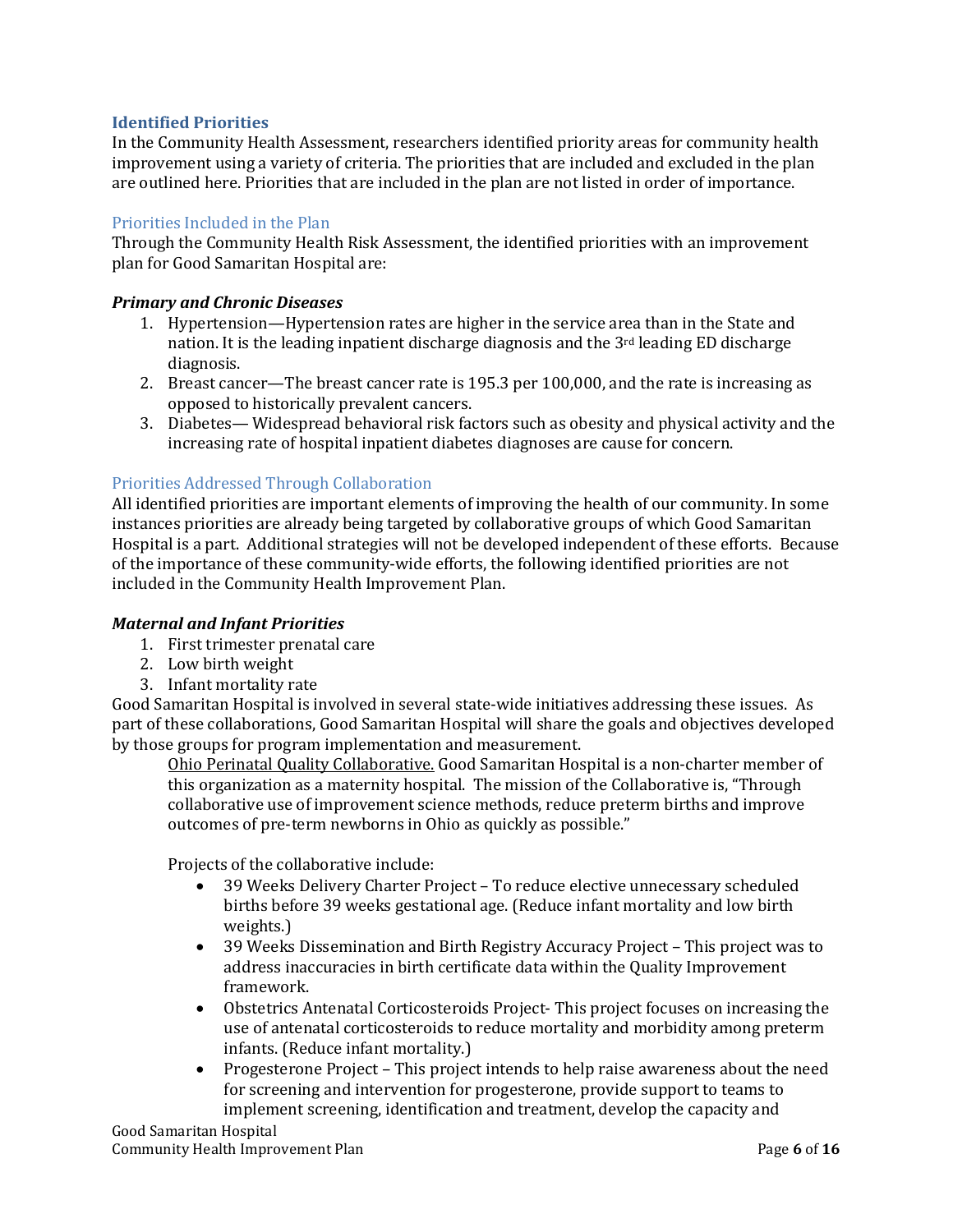## Identified Priorities

In the Community Health Assessment, researchers identified priority areas for community health improvement using a variety of criteria. The priorities that are included and excluded in the plan are outlined here. Priorities that are included in the plan are not listed in order of importance.

### Priorities Included in the Plan

Through the Community Health Risk Assessment, the identified priorities with an improvement plan for Good Samaritan Hospital are:

***Primary and Chronic Diseases***

1. Hypertension—Hypertension rates are higher in the service area than in the State and nation. It is the leading inpatient discharge diagnosis and the 3rd leading ED discharge diagnosis.
2. Breast cancer—The breast cancer rate is 195.3 per 100,000, and the rate is increasing as opposed to historically prevalent cancers.
3. Diabetes— Widespread behavioral risk factors such as obesity and physical activity and the increasing rate of hospital inpatient diabetes diagnoses are cause for concern.

### Priorities Addressed Through Collaboration

All identified priorities are important elements of improving the health of our community. In some instances priorities are already being targeted by collaborative groups of which Good Samaritan Hospital is a part. Additional strategies will not be developed independent of these efforts. Because of the importance of these community-wide efforts, the following identified priorities are not included in the Community Health Improvement Plan.

***Maternal and Infant Priorities***

1. First trimester prenatal care
2. Low birth weight
3. Infant mortality rate

Good Samaritan Hospital is involved in several state-wide initiatives addressing these issues. As part of these collaborations, Good Samaritan Hospital will share the goals and objectives developed by those groups for program implementation and measurement.

Ohio Perinatal Quality Collaborative. Good Samaritan Hospital is a non-charter member of this organization as a maternity hospital. The mission of the Collaborative is, "Through collaborative use of improvement science methods, reduce preterm births and improve outcomes of pre-term newborns in Ohio as quickly as possible."

Projects of the collaborative include:

- 39 Weeks Delivery Charter Project – To reduce elective unnecessary scheduled births before 39 weeks gestational age. (Reduce infant mortality and low birth weights.)
- 39 Weeks Dissemination and Birth Registry Accuracy Project – This project was to address inaccuracies in birth certificate data within the Quality Improvement framework.
- Obstetrics Antenatal Corticosteroids Project- This project focuses on increasing the use of antenatal corticosteroids to reduce mortality and morbidity among preterm infants. (Reduce infant mortality.)
- Progesterone Project – This project intends to help raise awareness about the need for screening and intervention for progesterone, provide support to teams to implement screening, identification and treatment, develop the capacity and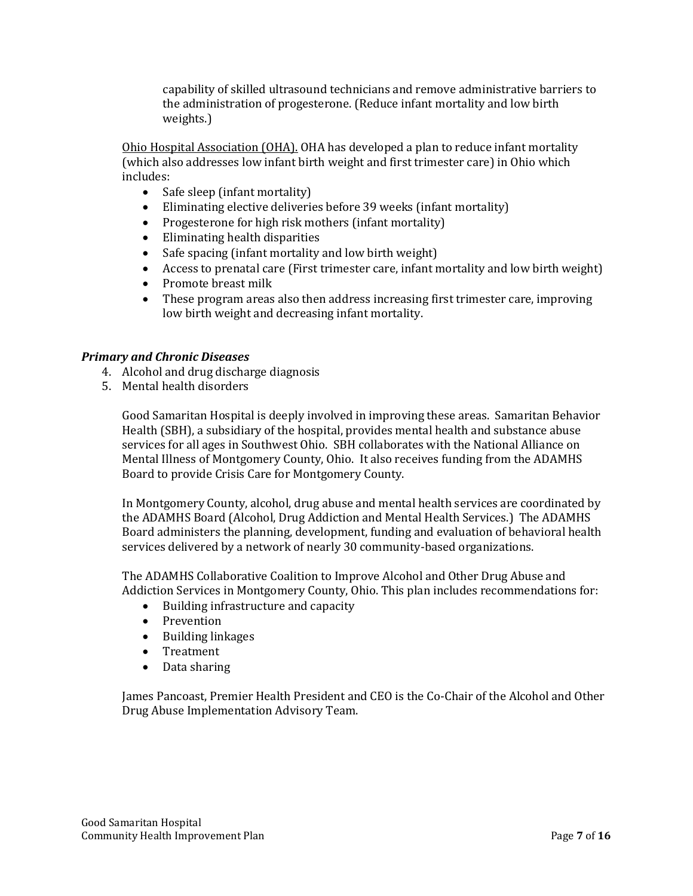capability of skilled ultrasound technicians and remove administrative barriers to the administration of progesterone. (Reduce infant mortality and low birth weights.)

Ohio Hospital Association (OHA). OHA has developed a plan to reduce infant mortality (which also addresses low infant birth weight and first trimester care) in Ohio which includes:

- Safe sleep (infant mortality)
- Eliminating elective deliveries before 39 weeks (infant mortality)
- Progesterone for high risk mothers (infant mortality)
- Eliminating health disparities
- Safe spacing (infant mortality and low birth weight)
- Access to prenatal care (First trimester care, infant mortality and low birth weight)
- Promote breast milk
- These program areas also then address increasing first trimester care, improving low birth weight and decreasing infant mortality.

***Primary and Chronic Diseases***

4. Alcohol and drug discharge diagnosis
5. Mental health disorders

Good Samaritan Hospital is deeply involved in improving these areas. Samaritan Behavior Health (SBH), a subsidiary of the hospital, provides mental health and substance abuse services for all ages in Southwest Ohio. SBH collaborates with the National Alliance on Mental Illness of Montgomery County, Ohio. It also receives funding from the ADAMHS Board to provide Crisis Care for Montgomery County.

In Montgomery County, alcohol, drug abuse and mental health services are coordinated by the ADAMHS Board (Alcohol, Drug Addiction and Mental Health Services.) The ADAMHS Board administers the planning, development, funding and evaluation of behavioral health services delivered by a network of nearly 30 community-based organizations.

The ADAMHS Collaborative Coalition to Improve Alcohol and Other Drug Abuse and Addiction Services in Montgomery County, Ohio. This plan includes recommendations for:

- Building infrastructure and capacity
- Prevention
- Building linkages
- Treatment
- Data sharing

James Pancoast, Premier Health President and CEO is the Co-Chair of the Alcohol and Other Drug Abuse Implementation Advisory Team.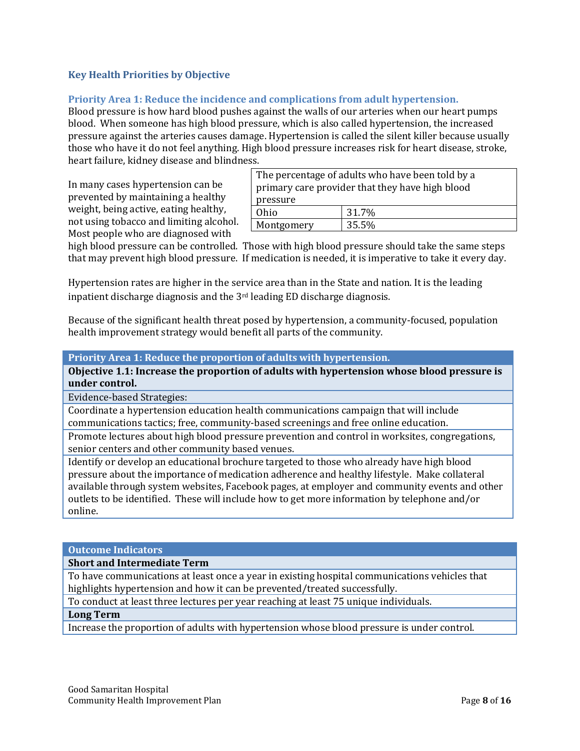### Key Health Priorities by Objective

#### Priority Area 1: Reduce the incidence and complications from adult hypertension.

Blood pressure is how hard blood pushes against the walls of our arteries when our heart pumps blood. When someone has high blood pressure, which is also called hypertension, the increased pressure against the arteries causes damage. Hypertension is called the silent killer because usually those who have it do not feel anything. High blood pressure increases risk for heart disease, stroke, heart failure, kidney disease and blindness.

| The percentage of adults who have been told by a primary care provider that they have high blood pressure | |
|---|---|
| Ohio | 31.7% |
| Montgomery | 35.5% |

In many cases hypertension can be prevented by maintaining a healthy weight, being active, eating healthy, not using tobacco and limiting alcohol. Most people who are diagnosed with high blood pressure can be controlled. Those with high blood pressure should take the same steps that may prevent high blood pressure. If medication is needed, it is imperative to take it every day.

Hypertension rates are higher in the service area than in the State and nation. It is the leading inpatient discharge diagnosis and the 3rd leading ED discharge diagnosis.

Because of the significant health threat posed by hypertension, a community-focused, population health improvement strategy would benefit all parts of the community.

| Priority Area 1: Reduce the proportion of adults with hypertension. |
|---|
| **Objective 1.1: Increase the proportion of adults with hypertension whose blood pressure is under control.** |
| Evidence-based Strategies: |
| Coordinate a hypertension education health communications campaign that will include communications tactics; free, community-based screenings and free online education. |
| Promote lectures about high blood pressure prevention and control in worksites, congregations, senior centers and other community based venues. |
| Identify or develop an educational brochure targeted to those who already have high blood pressure about the importance of medication adherence and healthy lifestyle. Make collateral available through system websites, Facebook pages, at employer and community events and other outlets to be identified. These will include how to get more information by telephone and/or online. |

| Outcome Indicators |
|---|
| **Short and Intermediate Term** |
| To have communications at least once a year in existing hospital communications vehicles that highlights hypertension and how it can be prevented/treated successfully. |
| To conduct at least three lectures per year reaching at least 75 unique individuals. |
| **Long Term** |
| Increase the proportion of adults with hypertension whose blood pressure is under control. |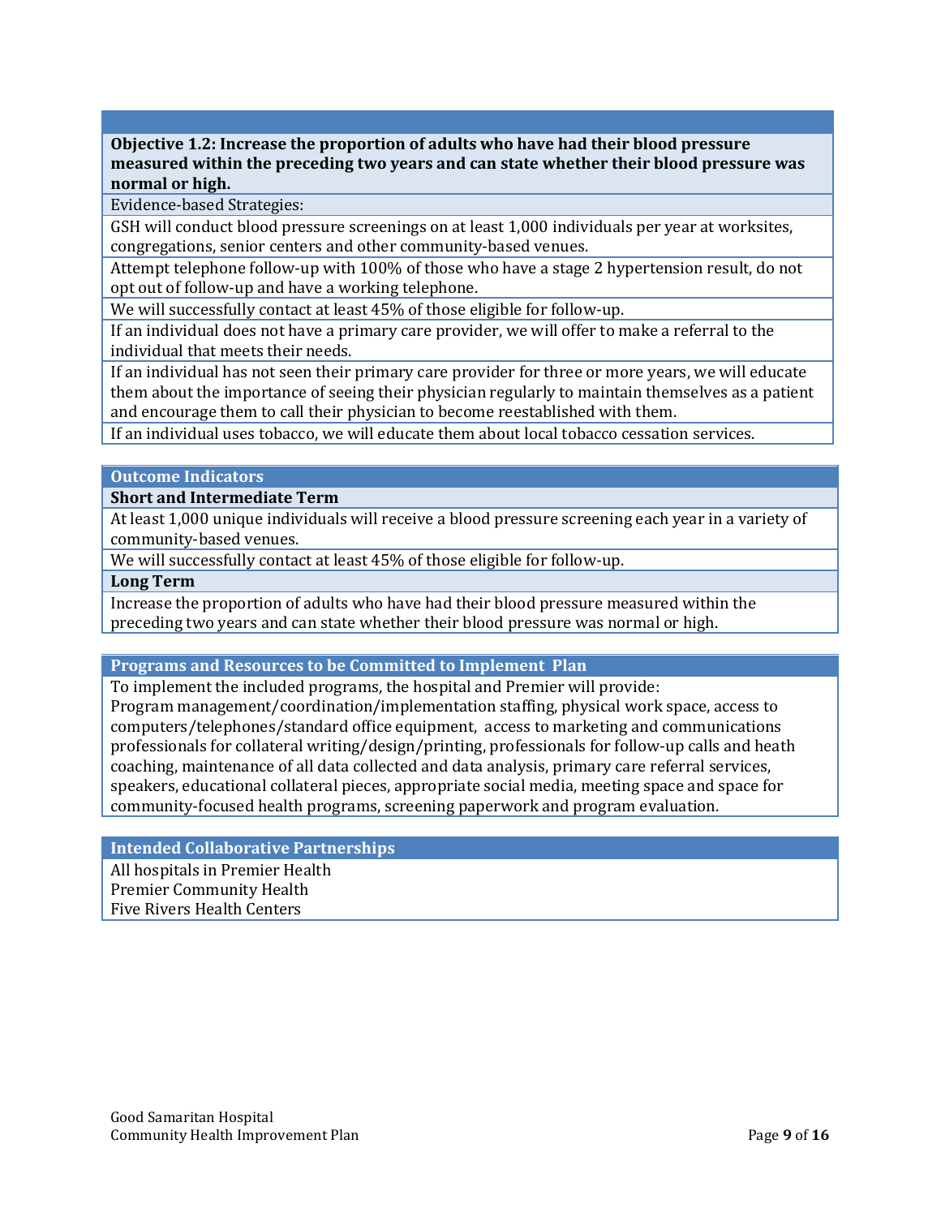**Objective 1.2: Increase the proportion of adults who have had their blood pressure measured within the preceding two years and can state whether their blood pressure was normal or high.**

Evidence-based Strategies:

GSH will conduct blood pressure screenings on at least 1,000 individuals per year at worksites, congregations, senior centers and other community-based venues.

Attempt telephone follow-up with 100% of those who have a stage 2 hypertension result, do not opt out of follow-up and have a working telephone.

We will successfully contact at least 45% of those eligible for follow-up.

If an individual does not have a primary care provider, we will offer to make a referral to the individual that meets their needs.

If an individual has not seen their primary care provider for three or more years, we will educate them about the importance of seeing their physician regularly to maintain themselves as a patient and encourage them to call their physician to become reestablished with them.

If an individual uses tobacco, we will educate them about local tobacco cessation services.

## Outcome Indicators

**Short and Intermediate Term**

At least 1,000 unique individuals will receive a blood pressure screening each year in a variety of community-based venues.

We will successfully contact at least 45% of those eligible for follow-up.

**Long Term**

Increase the proportion of adults who have had their blood pressure measured within the preceding two years and can state whether their blood pressure was normal or high.

## Programs and Resources to be Committed to Implement Plan

To implement the included programs, the hospital and Premier will provide:
Program management/coordination/implementation staffing, physical work space, access to computers/telephones/standard office equipment, access to marketing and communications professionals for collateral writing/design/printing, professionals for follow-up calls and heath coaching, maintenance of all data collected and data analysis, primary care referral services, speakers, educational collateral pieces, appropriate social media, meeting space and space for community-focused health programs, screening paperwork and program evaluation.

## Intended Collaborative Partnerships

All hospitals in Premier Health
Premier Community Health
Five Rivers Health Centers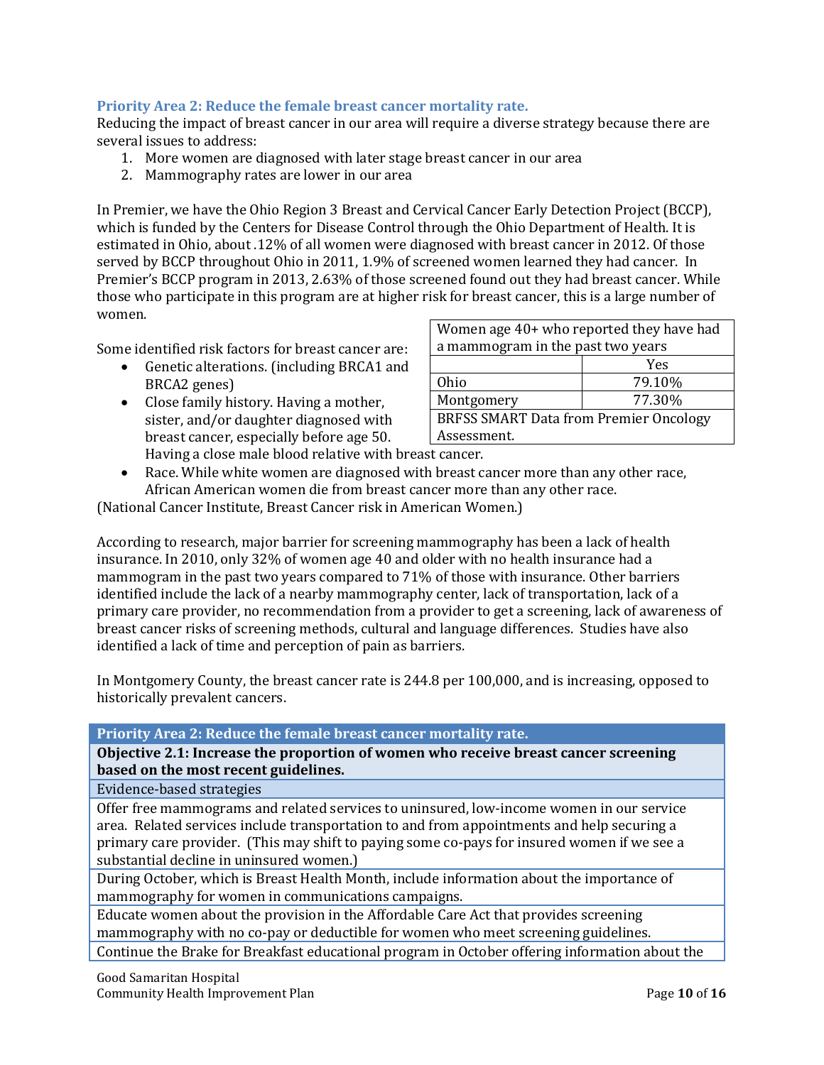### Priority Area 2: Reduce the female breast cancer mortality rate.

Reducing the impact of breast cancer in our area will require a diverse strategy because there are several issues to address:

1. More women are diagnosed with later stage breast cancer in our area
2. Mammography rates are lower in our area

In Premier, we have the Ohio Region 3 Breast and Cervical Cancer Early Detection Project (BCCP), which is funded by the Centers for Disease Control through the Ohio Department of Health. It is estimated in Ohio, about .12% of all women were diagnosed with breast cancer in 2012. Of those served by BCCP throughout Ohio in 2011, 1.9% of screened women learned they had cancer. In Premier's BCCP program in 2013, 2.63% of those screened found out they had breast cancer. While those who participate in this program are at higher risk for breast cancer, this is a large number of women.

| Women age 40+ who reported they have had a mammogram in the past two years | |
|---|---|
| | Yes |
| Ohio | 79.10% |
| Montgomery | 77.30% |
| BRFSS SMART Data from Premier Oncology Assessment. | |

Some identified risk factors for breast cancer are:

- Genetic alterations. (including BRCA1 and BRCA2 genes)
- Close family history. Having a mother, sister, and/or daughter diagnosed with breast cancer, especially before age 50. Having a close male blood relative with breast cancer.
- Race. While white women are diagnosed with breast cancer more than any other race, African American women die from breast cancer more than any other race.

(National Cancer Institute, Breast Cancer risk in American Women.)

According to research, major barrier for screening mammography has been a lack of health insurance. In 2010, only 32% of women age 40 and older with no health insurance had a mammogram in the past two years compared to 71% of those with insurance. Other barriers identified include the lack of a nearby mammography center, lack of transportation, lack of a primary care provider, no recommendation from a provider to get a screening, lack of awareness of breast cancer risks of screening methods, cultural and language differences. Studies have also identified a lack of time and perception of pain as barriers.

In Montgomery County, the breast cancer rate is 244.8 per 100,000, and is increasing, opposed to historically prevalent cancers.

| Priority Area 2: Reduce the female breast cancer mortality rate. |
|---|
| **Objective 2.1: Increase the proportion of women who receive breast cancer screening based on the most recent guidelines.** |
| Evidence-based strategies |
| Offer free mammograms and related services to uninsured, low-income women in our service area. Related services include transportation to and from appointments and help securing a primary care provider. (This may shift to paying some co-pays for insured women if we see a substantial decline in uninsured women.) |
| During October, which is Breast Health Month, include information about the importance of mammography for women in communications campaigns. |
| Educate women about the provision in the Affordable Care Act that provides screening mammography with no co-pay or deductible for women who meet screening guidelines. |
| Continue the Brake for Breakfast educational program in October offering information about the |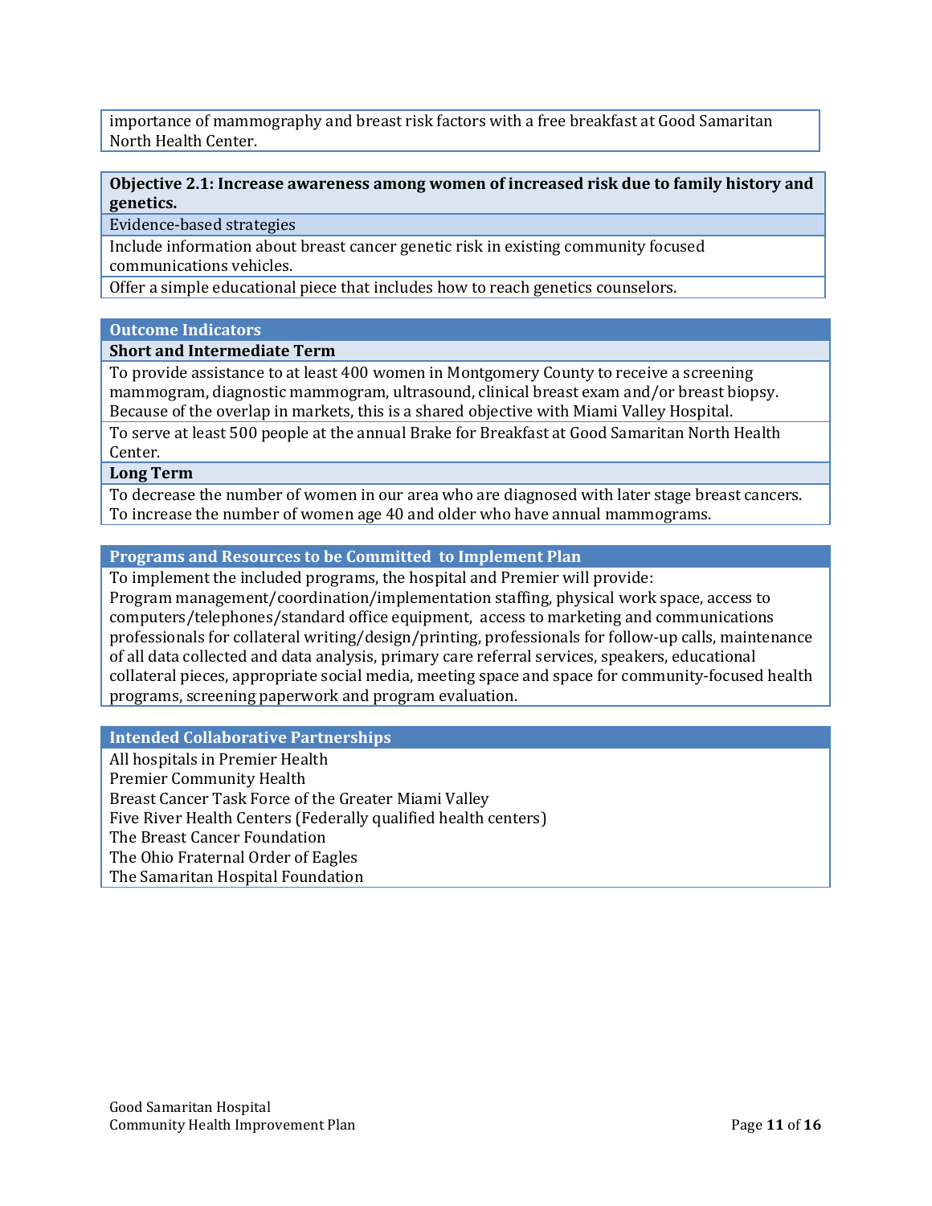importance of mammography and breast risk factors with a free breakfast at Good Samaritan North Health Center.

| **Objective 2.1: Increase awareness among women of increased risk due to family history and genetics.** |
| --- |
| Evidence-based strategies |
| Include information about breast cancer genetic risk in existing community focused communications vehicles. |
| Offer a simple educational piece that includes how to reach genetics counselors. |

| **Outcome Indicators** |
| --- |
| **Short and Intermediate Term** |
| To provide assistance to at least 400 women in Montgomery County to receive a screening mammogram, diagnostic mammogram, ultrasound, clinical breast exam and/or breast biopsy. Because of the overlap in markets, this is a shared objective with Miami Valley Hospital. |
| To serve at least 500 people at the annual Brake for Breakfast at Good Samaritan North Health Center. |
| **Long Term** |
| To decrease the number of women in our area who are diagnosed with later stage breast cancers. To increase the number of women age 40 and older who have annual mammograms. |

| **Programs and Resources to be Committed to Implement Plan** |
| --- |
| To implement the included programs, the hospital and Premier will provide: Program management/coordination/implementation staffing, physical work space, access to computers/telephones/standard office equipment, access to marketing and communications professionals for collateral writing/design/printing, professionals for follow-up calls, maintenance of all data collected and data analysis, primary care referral services, speakers, educational collateral pieces, appropriate social media, meeting space and space for community-focused health programs, screening paperwork and program evaluation. |

| **Intended Collaborative Partnerships** |
| --- |
| All hospitals in Premier Health<br>Premier Community Health<br>Breast Cancer Task Force of the Greater Miami Valley<br>Five River Health Centers (Federally qualified health centers)<br>The Breast Cancer Foundation<br>The Ohio Fraternal Order of Eagles<br>The Samaritan Hospital Foundation |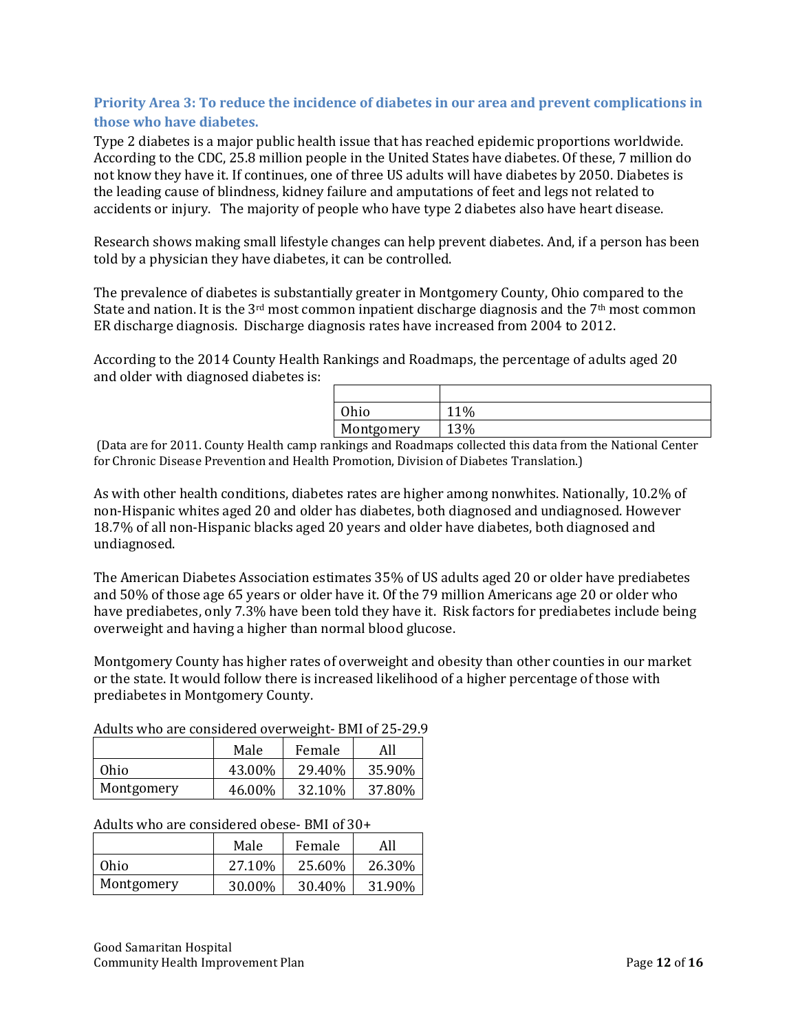### Priority Area 3: To reduce the incidence of diabetes in our area and prevent complications in those who have diabetes.

Type 2 diabetes is a major public health issue that has reached epidemic proportions worldwide. According to the CDC, 25.8 million people in the United States have diabetes. Of these, 7 million do not know they have it. If continues, one of three US adults will have diabetes by 2050. Diabetes is the leading cause of blindness, kidney failure and amputations of feet and legs not related to accidents or injury. The majority of people who have type 2 diabetes also have heart disease.

Research shows making small lifestyle changes can help prevent diabetes. And, if a person has been told by a physician they have diabetes, it can be controlled.

The prevalence of diabetes is substantially greater in Montgomery County, Ohio compared to the State and nation. It is the 3rd most common inpatient discharge diagnosis and the 7th most common ER discharge diagnosis. Discharge diagnosis rates have increased from 2004 to 2012.

According to the 2014 County Health Rankings and Roadmaps, the percentage of adults aged 20 and older with diagnosed diabetes is:

| | |
|---|---|
| Ohio | 11% |
| Montgomery | 13% |

(Data are for 2011. County Health camp rankings and Roadmaps collected this data from the National Center for Chronic Disease Prevention and Health Promotion, Division of Diabetes Translation.)

As with other health conditions, diabetes rates are higher among nonwhites. Nationally, 10.2% of non-Hispanic whites aged 20 and older has diabetes, both diagnosed and undiagnosed. However 18.7% of all non-Hispanic blacks aged 20 years and older have diabetes, both diagnosed and undiagnosed.

The American Diabetes Association estimates 35% of US adults aged 20 or older have prediabetes and 50% of those age 65 years or older have it. Of the 79 million Americans age 20 or older who have prediabetes, only 7.3% have been told they have it. Risk factors for prediabetes include being overweight and having a higher than normal blood glucose.

Montgomery County has higher rates of overweight and obesity than other counties in our market or the state. It would follow there is increased likelihood of a higher percentage of those with prediabetes in Montgomery County.

Adults who are considered overweight- BMI of 25-29.9

| | Male | Female | All |
|---|---|---|---|
| Ohio | 43.00% | 29.40% | 35.90% |
| Montgomery | 46.00% | 32.10% | 37.80% |

Adults who are considered obese- BMI of 30+

| | Male | Female | All |
|---|---|---|---|
| Ohio | 27.10% | 25.60% | 26.30% |
| Montgomery | 30.00% | 30.40% | 31.90% |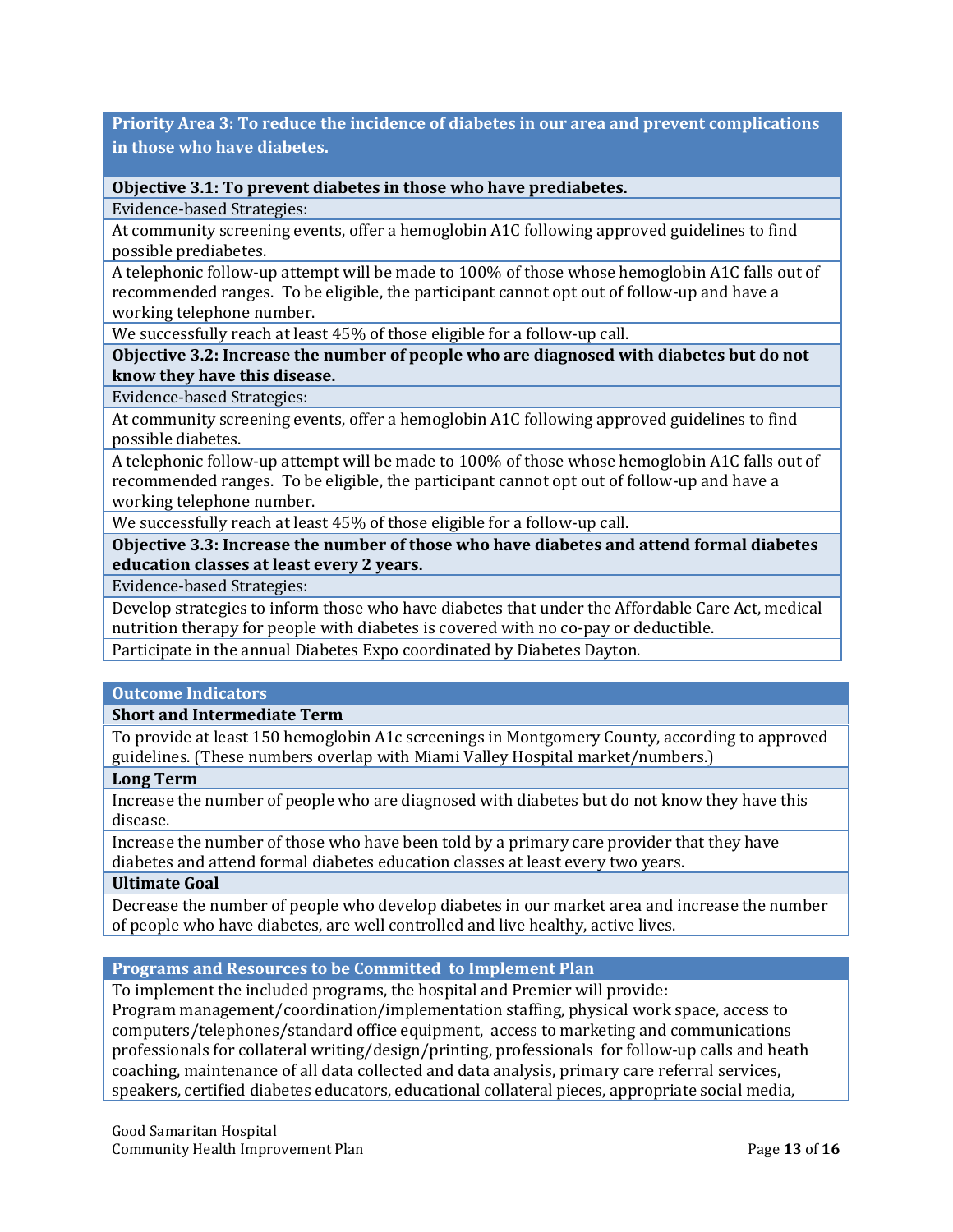**Priority Area 3: To reduce the incidence of diabetes in our area and prevent complications in those who have diabetes.**

**Objective 3.1: To prevent diabetes in those who have prediabetes.**

Evidence-based Strategies:

At community screening events, offer a hemoglobin A1C following approved guidelines to find possible prediabetes.

A telephonic follow-up attempt will be made to 100% of those whose hemoglobin A1C falls out of recommended ranges. To be eligible, the participant cannot opt out of follow-up and have a working telephone number.

We successfully reach at least 45% of those eligible for a follow-up call.

**Objective 3.2: Increase the number of people who are diagnosed with diabetes but do not know they have this disease.**

Evidence-based Strategies:

At community screening events, offer a hemoglobin A1C following approved guidelines to find possible diabetes.

A telephonic follow-up attempt will be made to 100% of those whose hemoglobin A1C falls out of recommended ranges. To be eligible, the participant cannot opt out of follow-up and have a working telephone number.

We successfully reach at least 45% of those eligible for a follow-up call.

**Objective 3.3: Increase the number of those who have diabetes and attend formal diabetes education classes at least every 2 years.**

Evidence-based Strategies:

Develop strategies to inform those who have diabetes that under the Affordable Care Act, medical nutrition therapy for people with diabetes is covered with no co-pay or deductible.

Participate in the annual Diabetes Expo coordinated by Diabetes Dayton.

**Outcome Indicators**

**Short and Intermediate Term**

To provide at least 150 hemoglobin A1c screenings in Montgomery County, according to approved guidelines. (These numbers overlap with Miami Valley Hospital market/numbers.)

**Long Term**

Increase the number of people who are diagnosed with diabetes but do not know they have this disease.

Increase the number of those who have been told by a primary care provider that they have diabetes and attend formal diabetes education classes at least every two years.

**Ultimate Goal**

Decrease the number of people who develop diabetes in our market area and increase the number of people who have diabetes, are well controlled and live healthy, active lives.

**Programs and Resources to be Committed to Implement Plan**

To implement the included programs, the hospital and Premier will provide:
Program management/coordination/implementation staffing, physical work space, access to computers/telephones/standard office equipment, access to marketing and communications professionals for collateral writing/design/printing, professionals for follow-up calls and heath coaching, maintenance of all data collected and data analysis, primary care referral services, speakers, certified diabetes educators, educational collateral pieces, appropriate social media,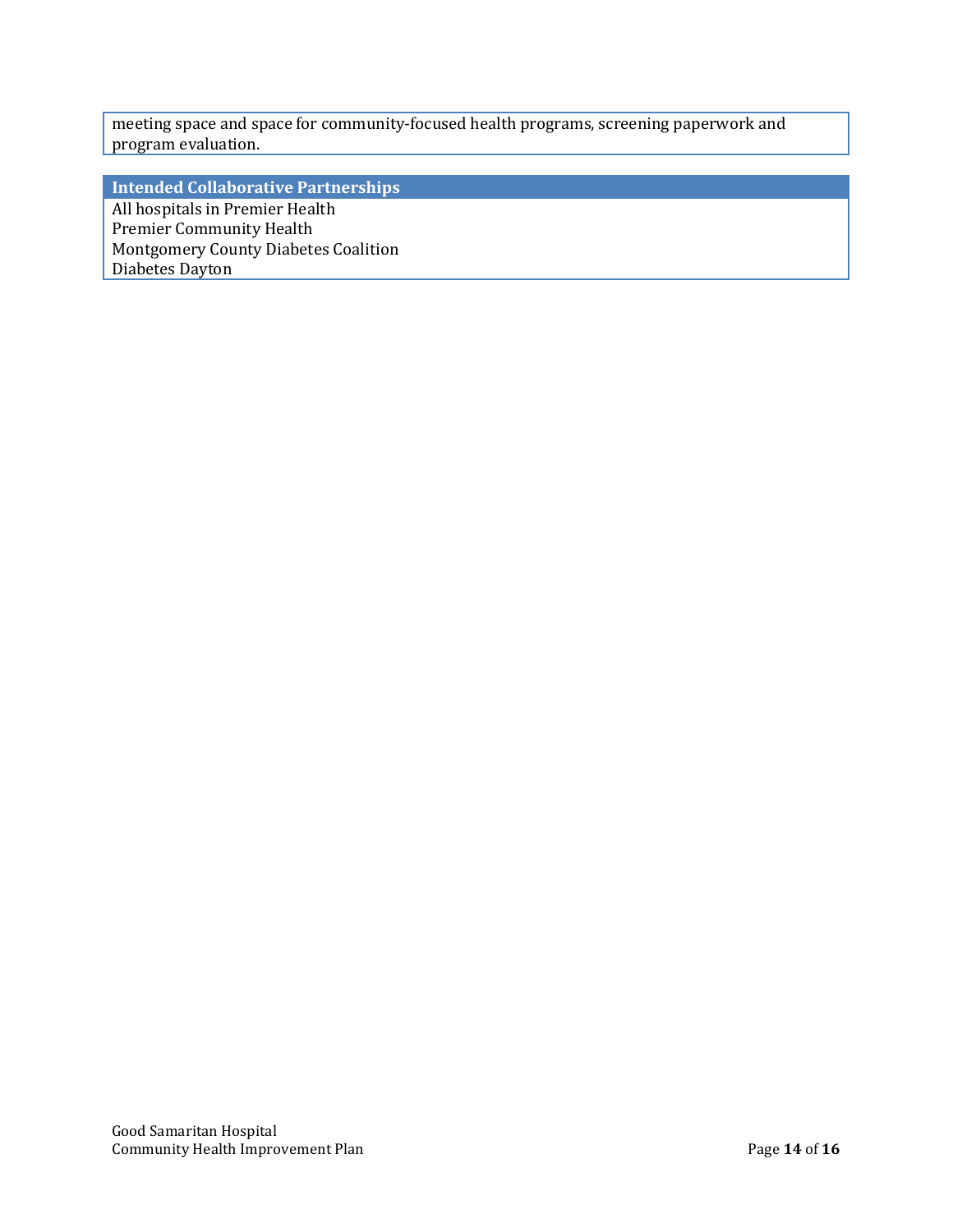meeting space and space for community-focused health programs, screening paperwork and program evaluation.

| Intended Collaborative Partnerships |
| --- |
| All hospitals in Premier Health |
| Premier Community Health |
| Montgomery County Diabetes Coalition |
| Diabetes Dayton |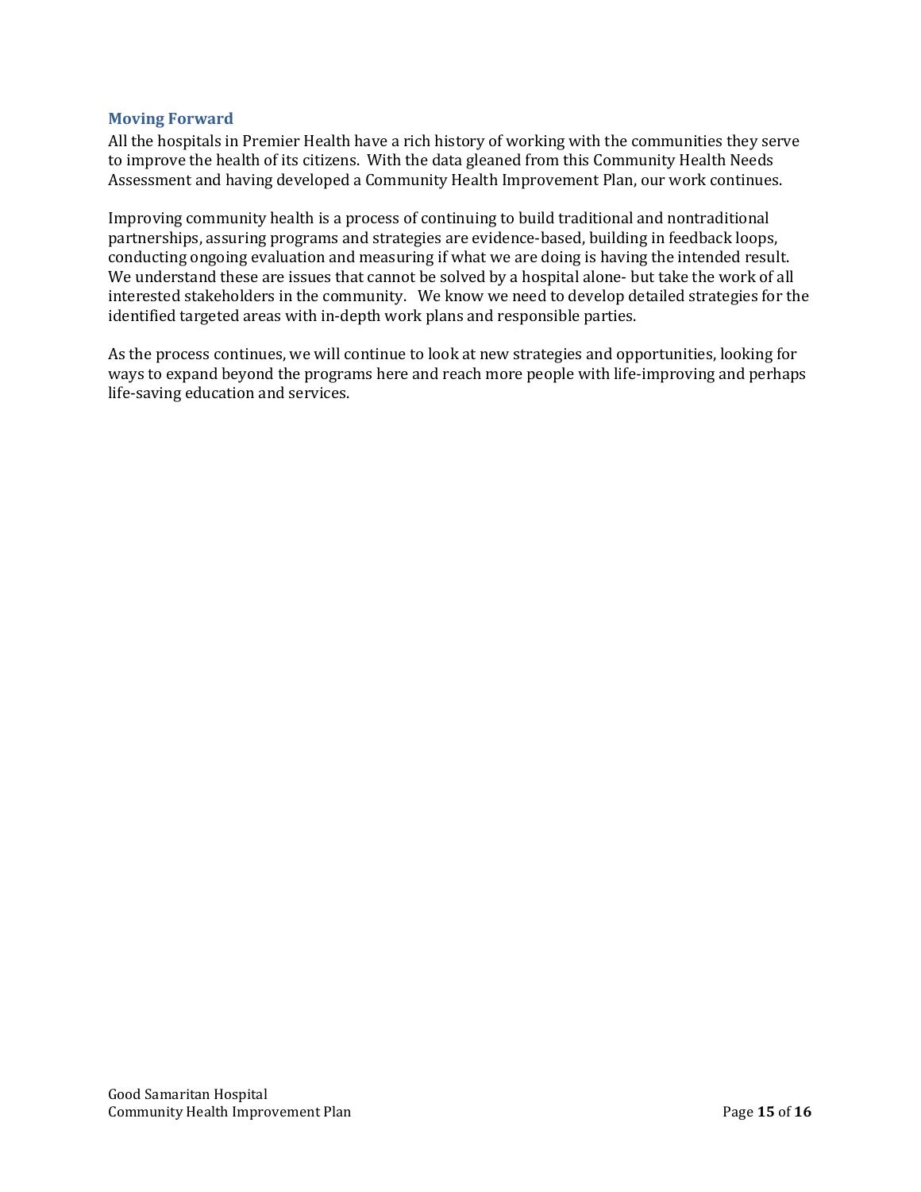## Moving Forward

All the hospitals in Premier Health have a rich history of working with the communities they serve to improve the health of its citizens. With the data gleaned from this Community Health Needs Assessment and having developed a Community Health Improvement Plan, our work continues.

Improving community health is a process of continuing to build traditional and nontraditional partnerships, assuring programs and strategies are evidence-based, building in feedback loops, conducting ongoing evaluation and measuring if what we are doing is having the intended result. We understand these are issues that cannot be solved by a hospital alone- but take the work of all interested stakeholders in the community. We know we need to develop detailed strategies for the identified targeted areas with in-depth work plans and responsible parties.

As the process continues, we will continue to look at new strategies and opportunities, looking for ways to expand beyond the programs here and reach more people with life-improving and perhaps life-saving education and services.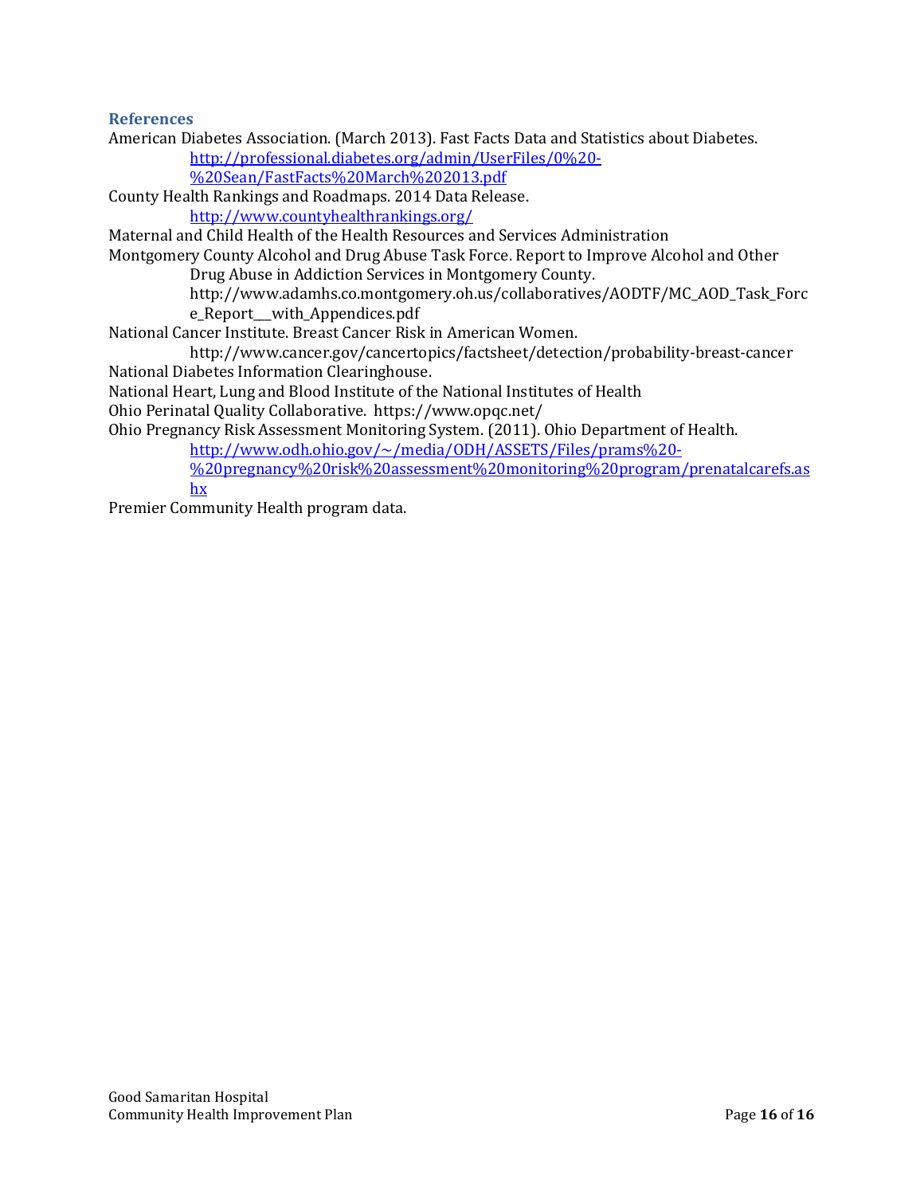### References

American Diabetes Association. (March 2013). Fast Facts Data and Statistics about Diabetes.
    http://professional.diabetes.org/admin/UserFiles/0%20-%20Sean/FastFacts%20March%202013.pdf

County Health Rankings and Roadmaps. 2014 Data Release.
    http://www.countyhealthrankings.org/

Maternal and Child Health of the Health Resources and Services Administration

Montgomery County Alcohol and Drug Abuse Task Force. Report to Improve Alcohol and Other Drug Abuse in Addiction Services in Montgomery County.
    http://www.adamhs.co.montgomery.oh.us/collaboratives/AODTF/MC_AOD_Task_Force_Report___with_Appendices.pdf

National Cancer Institute. Breast Cancer Risk in American Women.
    http://www.cancer.gov/cancertopics/factsheet/detection/probability-breast-cancer

National Diabetes Information Clearinghouse.

National Heart, Lung and Blood Institute of the National Institutes of Health

Ohio Perinatal Quality Collaborative. https://www.opqc.net/

Ohio Pregnancy Risk Assessment Monitoring System. (2011). Ohio Department of Health.
    http://www.odh.ohio.gov/~/media/ODH/ASSETS/Files/prams%20-%20pregnancy%20risk%20assessment%20monitoring%20program/prenatalcarefs.ashx

Premier Community Health program data.